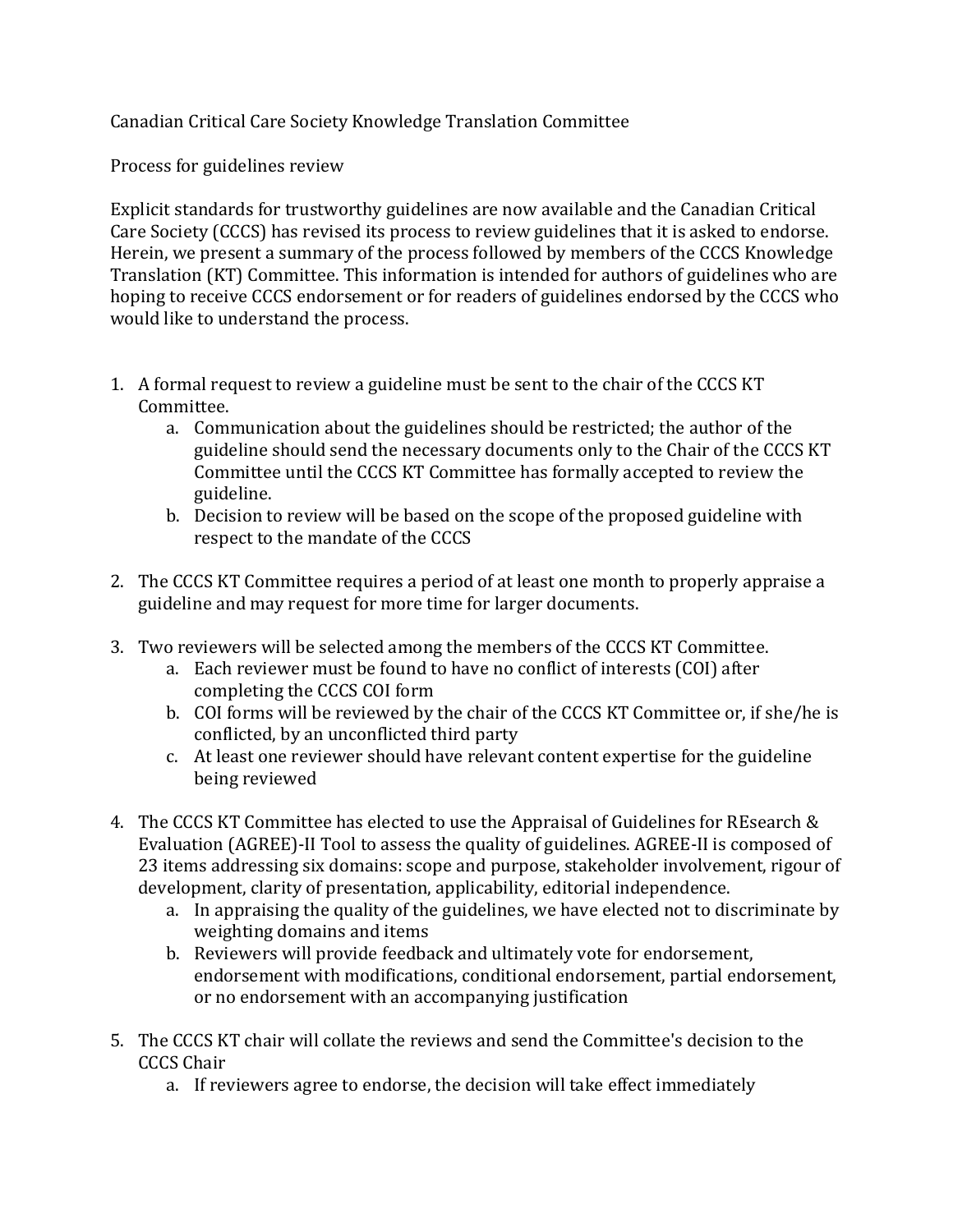# Canadian Critical Care Society Knowledge Translation Committee

## Process for guidelines review

Explicit standards for trustworthy guidelines are now available and the Canadian Critical Care Society (CCCS) has revised its process to review guidelines that it is asked to endorse. Herein, we present a summary of the process followed by members of the CCCS Knowledge Translation (KT) Committee. This information is intended for authors of guidelines who are hoping to receive CCCS endorsement or for readers of guidelines endorsed by the CCCS who would like to understand the process.

1. A formal request to review a guideline must be sent to the chair of the CCCS KT Committee.
    a. Communication about the guidelines should be restricted; the author of the guideline should send the necessary documents only to the Chair of the CCCS KT Committee until the CCCS KT Committee has formally accepted to review the guideline.
    b. Decision to review will be based on the scope of the proposed guideline with respect to the mandate of the CCCS

2. The CCCS KT Committee requires a period of at least one month to properly appraise a guideline and may request for more time for larger documents.

3. Two reviewers will be selected among the members of the CCCS KT Committee.
    a. Each reviewer must be found to have no conflict of interests (COI) after completing the CCCS COI form
    b. COI forms will be reviewed by the chair of the CCCS KT Committee or, if she/he is conflicted, by an unconflicted third party
    c. At least one reviewer should have relevant content expertise for the guideline being reviewed

4. The CCCS KT Committee has elected to use the Appraisal of Guidelines for REsearch & Evaluation (AGREE)-II Tool to assess the quality of guidelines. AGREE-II is composed of 23 items addressing six domains: scope and purpose, stakeholder involvement, rigour of development, clarity of presentation, applicability, editorial independence.
    a. In appraising the quality of the guidelines, we have elected not to discriminate by weighting domains and items
    b. Reviewers will provide feedback and ultimately vote for endorsement, endorsement with modifications, conditional endorsement, partial endorsement, or no endorsement with an accompanying justification

5. The CCCS KT chair will collate the reviews and send the Committee's decision to the CCCS Chair
    a. If reviewers agree to endorse, the decision will take effect immediately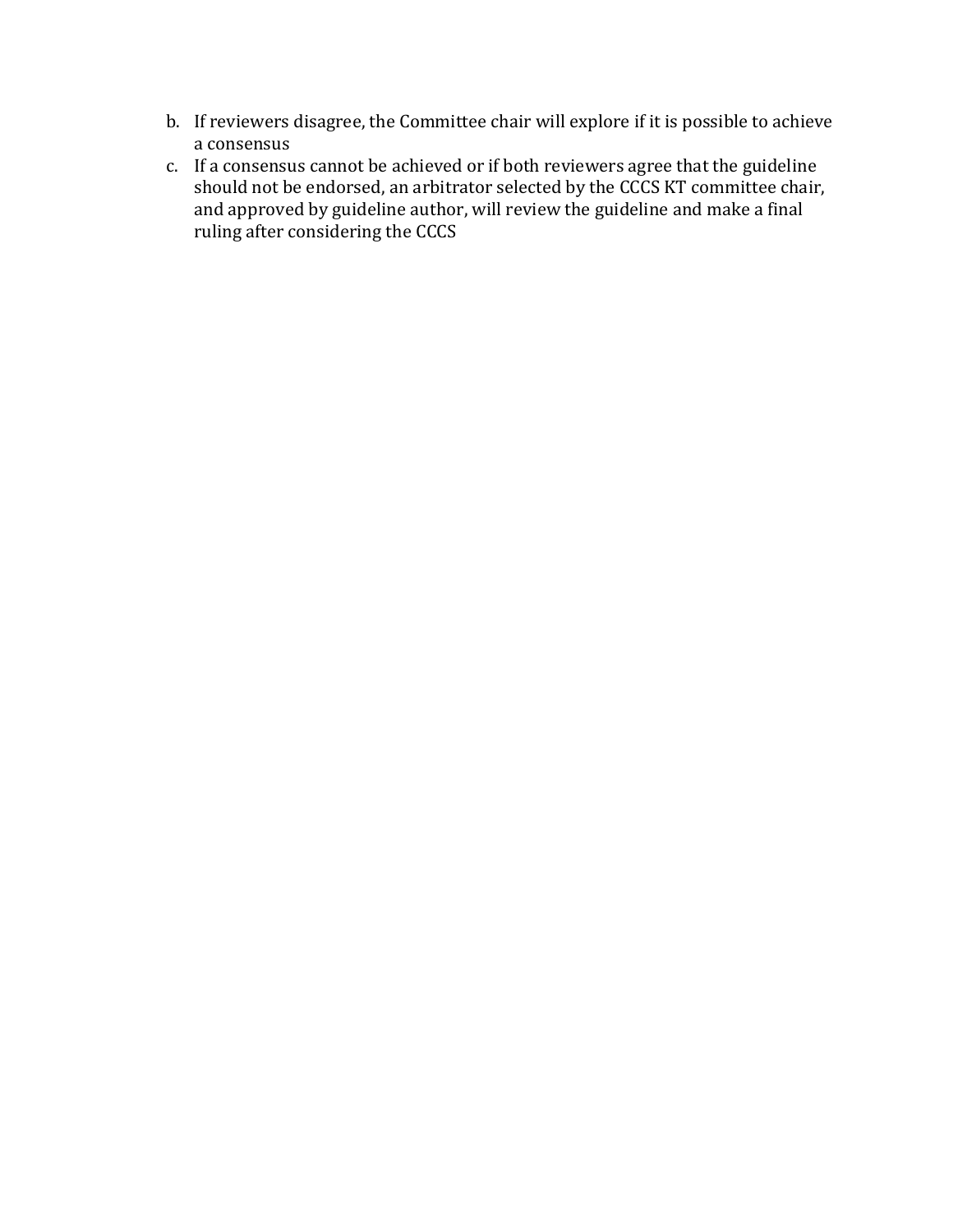b. If reviewers disagree, the Committee chair will explore if it is possible to achieve a consensus
c. If a consensus cannot be achieved or if both reviewers agree that the guideline should not be endorsed, an arbitrator selected by the CCCS KT committee chair, and approved by guideline author, will review the guideline and make a final ruling after considering the CCCS